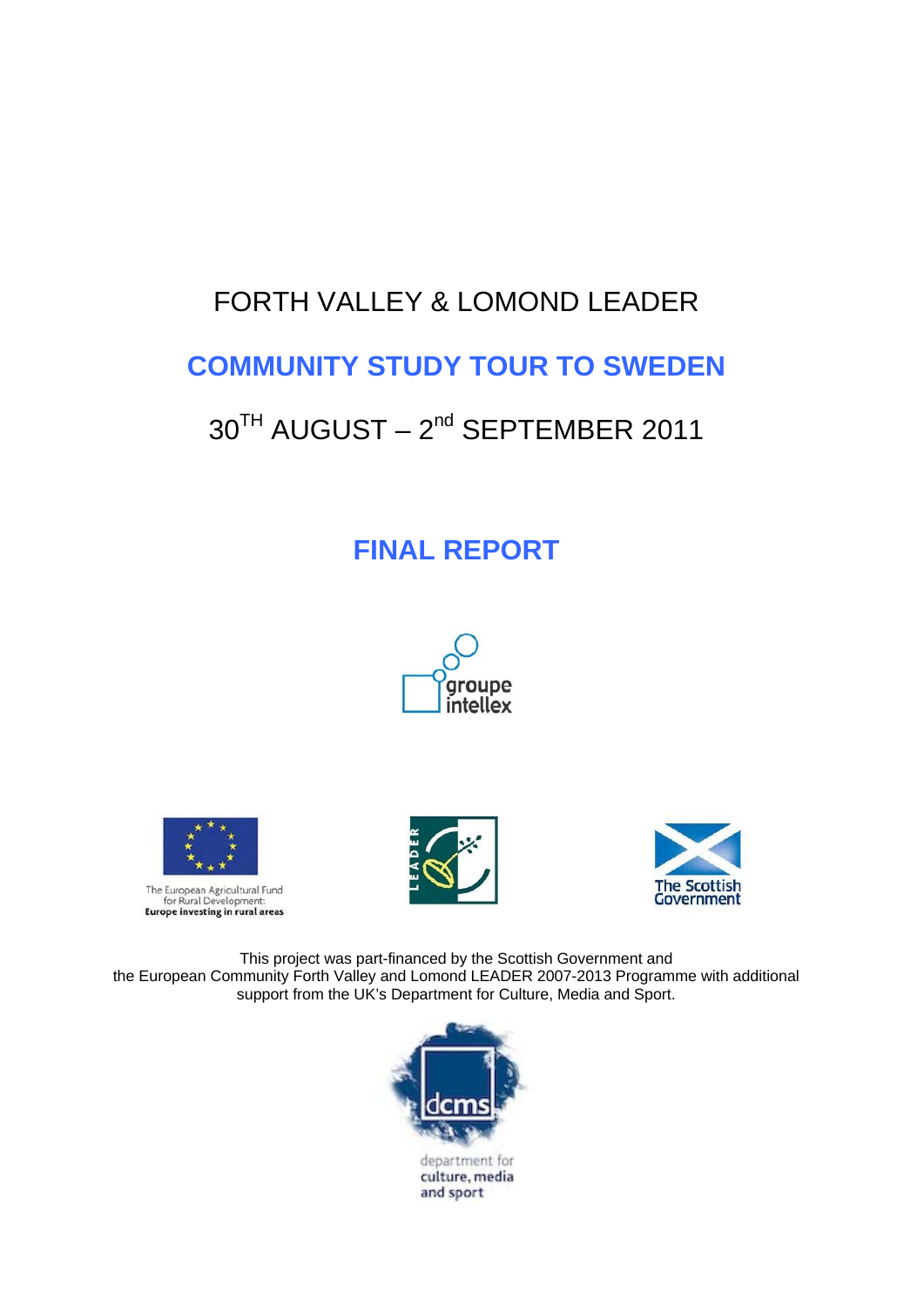# FORTH VALLEY & LOMOND LEADER

## COMMUNITY STUDY TOUR TO SWEDEN

## 30TH AUGUST – 2nd SEPTEMBER 2011

## FINAL REPORT

groupe intellex

The European Agricultural Fund for Rural Development: **Europe investing in rural areas**

LEADER

The Scottish Government

This project was part-financed by the Scottish Government and the European Community Forth Valley and Lomond LEADER 2007-2013 Programme with additional support from the UK's Department for Culture, Media and Sport.

dcms

department for culture, media and sport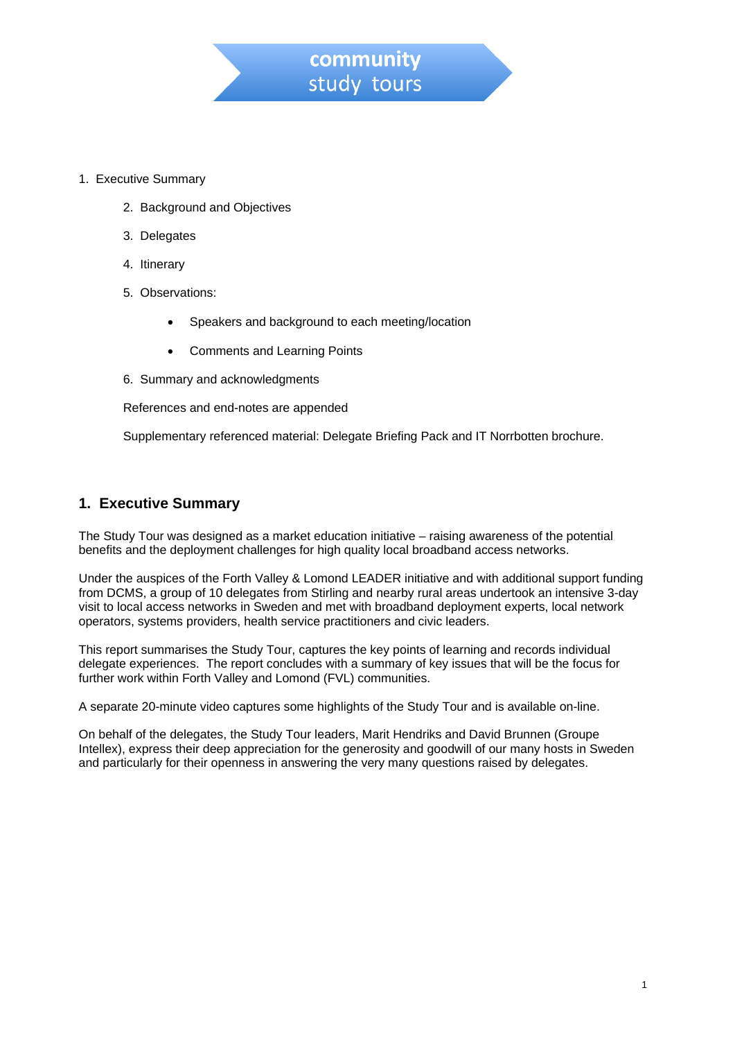**community study tours**

1. Executive Summary
   2. Background and Objectives
   3. Delegates
   4. Itinerary
   5. Observations:
      - Speakers and background to each meeting/location
      - Comments and Learning Points
   6. Summary and acknowledgments

   References and end-notes are appended

   Supplementary referenced material: Delegate Briefing Pack and IT Norrbotten brochure.

## 1. Executive Summary

The Study Tour was designed as a market education initiative – raising awareness of the potential benefits and the deployment challenges for high quality local broadband access networks.

Under the auspices of the Forth Valley & Lomond LEADER initiative and with additional support funding from DCMS, a group of 10 delegates from Stirling and nearby rural areas undertook an intensive 3-day visit to local access networks in Sweden and met with broadband deployment experts, local network operators, systems providers, health service practitioners and civic leaders.

This report summarises the Study Tour, captures the key points of learning and records individual delegate experiences. The report concludes with a summary of key issues that will be the focus for further work within Forth Valley and Lomond (FVL) communities.

A separate 20-minute video captures some highlights of the Study Tour and is available on-line.

On behalf of the delegates, the Study Tour leaders, Marit Hendriks and David Brunnen (Groupe Intellex), express their deep appreciation for the generosity and goodwill of our many hosts in Sweden and particularly for their openness in answering the very many questions raised by delegates.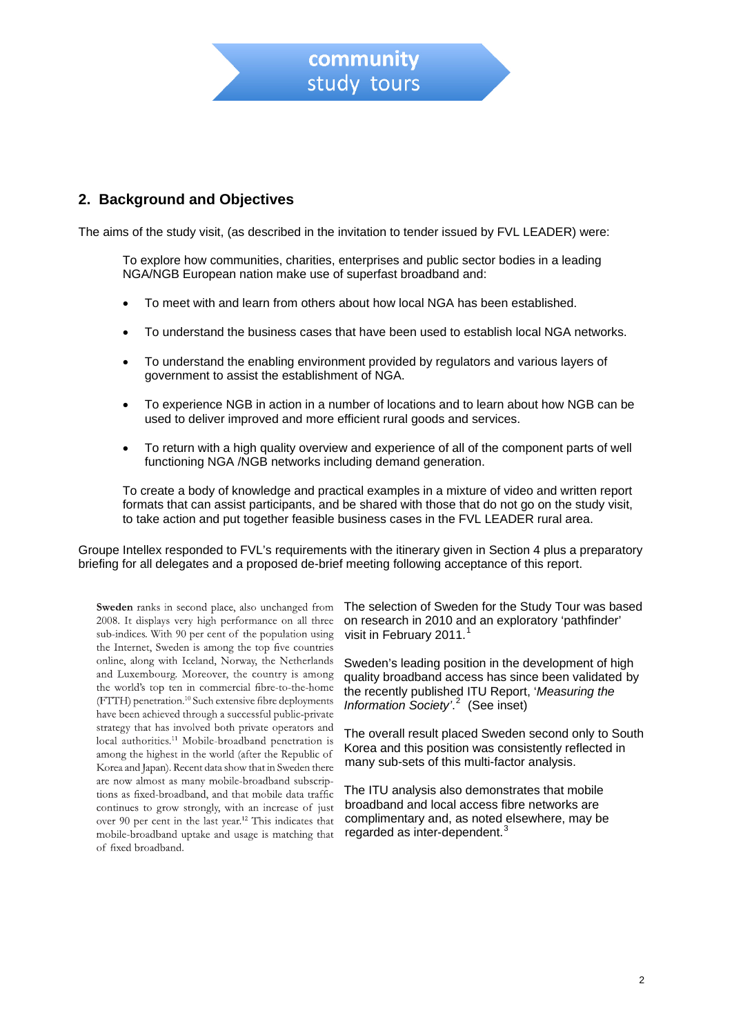## 2. Background and Objectives

The aims of the study visit, (as described in the invitation to tender issued by FVL LEADER) were:

> To explore how communities, charities, enterprises and public sector bodies in a leading NGA/NGB European nation make use of superfast broadband and:
>
> - To meet with and learn from others about how local NGA has been established.
> - To understand the business cases that have been used to establish local NGA networks.
> - To understand the enabling environment provided by regulators and various layers of government to assist the establishment of NGA.
> - To experience NGB in action in a number of locations and to learn about how NGB can be used to deliver improved and more efficient rural goods and services.
> - To return with a high quality overview and experience of all of the component parts of well functioning NGA /NGB networks including demand generation.
>
> To create a body of knowledge and practical examples in a mixture of video and written report formats that can assist participants, and be shared with those that do not go on the study visit, to take action and put together feasible business cases in the FVL LEADER rural area.

Groupe Intellex responded to FVL's requirements with the itinerary given in Section 4 plus a preparatory briefing for all delegates and a proposed de-brief meeting following acceptance of this report.

> **Sweden** ranks in second place, also unchanged from 2008. It displays very high performance on all three sub-indices. With 90 per cent of the population using the Internet, Sweden is among the top five countries online, along with Iceland, Norway, the Netherlands and Luxembourg. Moreover, the country is among the world's top ten in commercial fibre-to-the-home (FTTH) penetration.[10] Such extensive fibre deployments have been achieved through a successful public-private strategy that has involved both private operators and local authorities.[11] Mobile-broadband penetration is among the highest in the world (after the Republic of Korea and Japan). Recent data show that in Sweden there are now almost as many mobile-broadband subscriptions as fixed-broadband, and that mobile data traffic continues to grow strongly, with an increase of just over 90 per cent in the last year.[12] This indicates that mobile-broadband uptake and usage is matching that of fixed broadband.

The selection of Sweden for the Study Tour was based on research in 2010 and an exploratory 'pathfinder' visit in February 2011.[1]

Sweden's leading position in the development of high quality broadband access has since been validated by the recently published ITU Report, '*Measuring the Information Society*'.[2] (See inset)

The overall result placed Sweden second only to South Korea and this position was consistently reflected in many sub-sets of this multi-factor analysis.

The ITU analysis also demonstrates that mobile broadband and local access fibre networks are complimentary and, as noted elsewhere, may be regarded as inter-dependent.[3]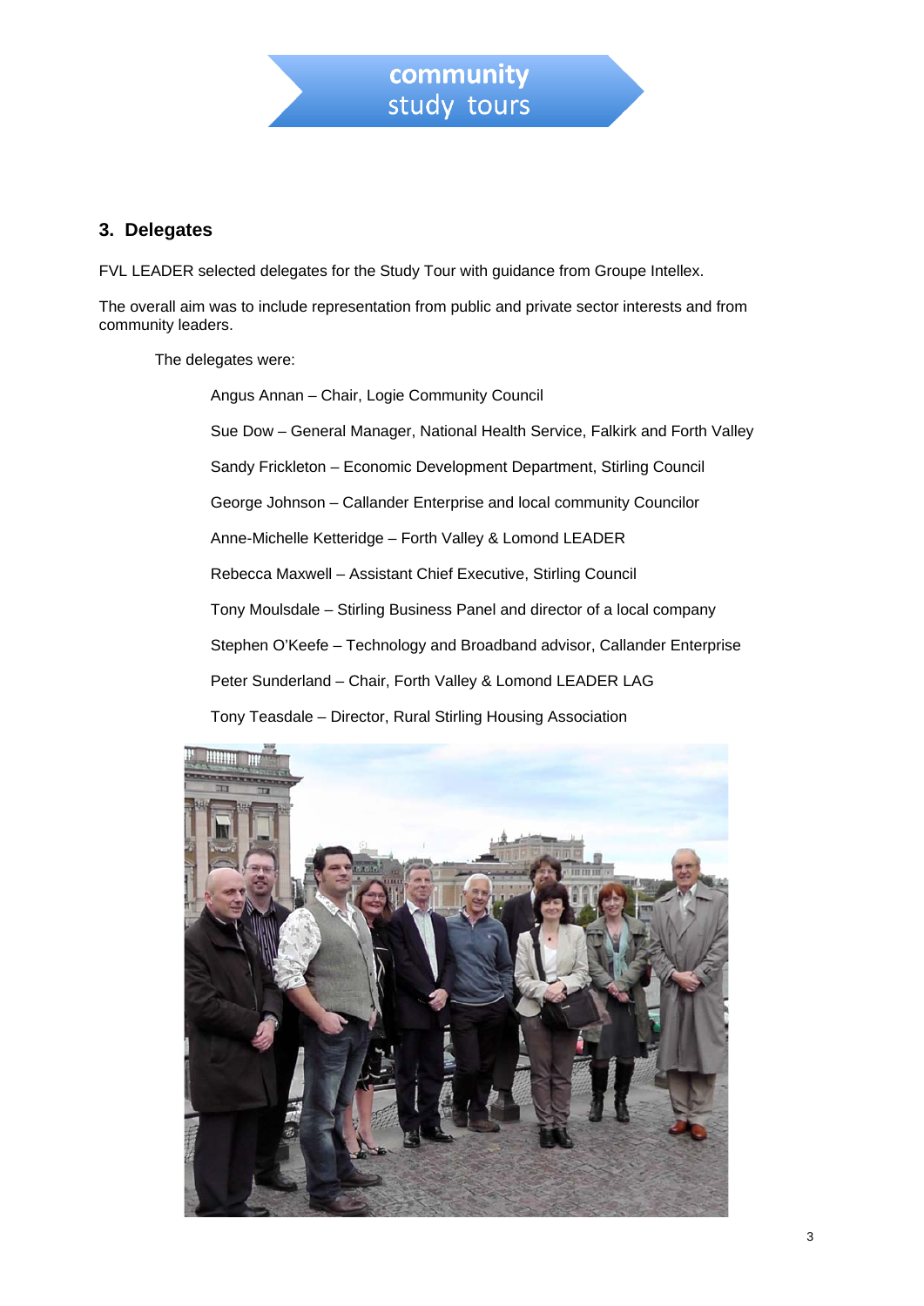## 3. Delegates

FVL LEADER selected delegates for the Study Tour with guidance from Groupe Intellex.

The overall aim was to include representation from public and private sector interests and from community leaders.

The delegates were:

- Angus Annan – Chair, Logie Community Council
- Sue Dow – General Manager, National Health Service, Falkirk and Forth Valley
- Sandy Frickleton – Economic Development Department, Stirling Council
- George Johnson – Callander Enterprise and local community Councilor
- Anne-Michelle Ketteridge – Forth Valley & Lomond LEADER
- Rebecca Maxwell – Assistant Chief Executive, Stirling Council
- Tony Moulsdale – Stirling Business Panel and director of a local company
- Stephen O'Keefe – Technology and Broadband advisor, Callander Enterprise
- Peter Sunderland – Chair, Forth Valley & Lomond LEADER LAG
- Tony Teasdale – Director, Rural Stirling Housing Association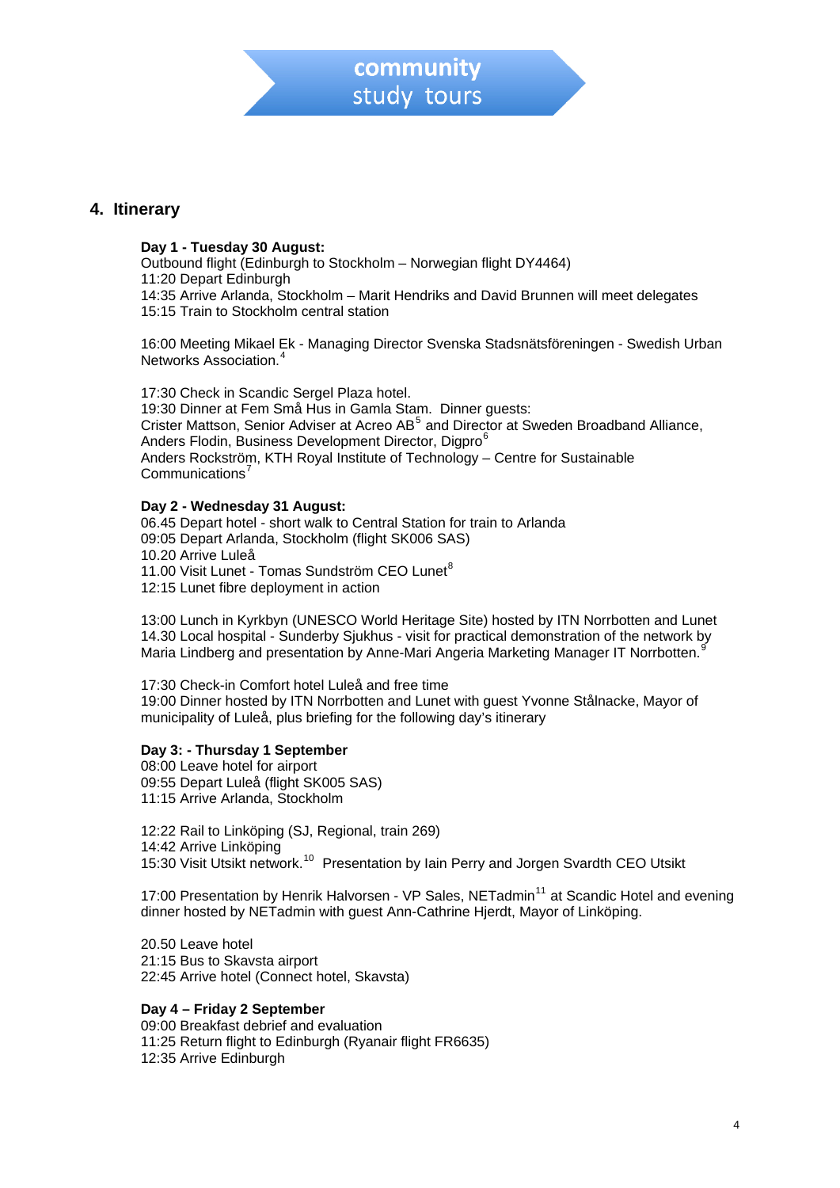## 4. Itinerary

**Day 1 - Tuesday 30 August:**
Outbound flight (Edinburgh to Stockholm – Norwegian flight DY4464)
11:20 Depart Edinburgh
14:35 Arrive Arlanda, Stockholm – Marit Hendriks and David Brunnen will meet delegates
15:15 Train to Stockholm central station

16:00 Meeting Mikael Ek - Managing Director Svenska Stadsnätsföreningen - Swedish Urban Networks Association.[4]

17:30 Check in Scandic Sergel Plaza hotel.
19:30 Dinner at Fem Små Hus in Gamla Stam. Dinner guests:
Crister Mattson, Senior Adviser at Acreo AB[5] and Director at Sweden Broadband Alliance,
Anders Flodin, Business Development Director, Digpro[6]
Anders Rockström, KTH Royal Institute of Technology – Centre for Sustainable Communications[7]

**Day 2 - Wednesday 31 August:**
06.45 Depart hotel - short walk to Central Station for train to Arlanda
09:05 Depart Arlanda, Stockholm (flight SK006 SAS)
10.20 Arrive Luleå
11.00 Visit Lunet - Tomas Sundström CEO Lunet[8]
12:15 Lunet fibre deployment in action

13:00 Lunch in Kyrkbyn (UNESCO World Heritage Site) hosted by ITN Norrbotten and Lunet
14.30 Local hospital - Sunderby Sjukhus - visit for practical demonstration of the network by Maria Lindberg and presentation by Anne-Mari Angeria Marketing Manager IT Norrbotten.[9]

17:30 Check-in Comfort hotel Luleå and free time
19:00 Dinner hosted by ITN Norrbotten and Lunet with guest Yvonne Stålnacke, Mayor of municipality of Luleå, plus briefing for the following day's itinerary

**Day 3: - Thursday 1 September**
08:00 Leave hotel for airport
09:55 Depart Luleå (flight SK005 SAS)
11:15 Arrive Arlanda, Stockholm

12:22 Rail to Linköping (SJ, Regional, train 269)
14:42 Arrive Linköping
15:30 Visit Utsikt network.[10] Presentation by Iain Perry and Jorgen Svardth CEO Utsikt

17:00 Presentation by Henrik Halvorsen - VP Sales, NETadmin[11] at Scandic Hotel and evening dinner hosted by NETadmin with guest Ann-Cathrine Hjerdt, Mayor of Linköping.

20.50 Leave hotel
21:15 Bus to Skavsta airport
22:45 Arrive hotel (Connect hotel, Skavsta)

**Day 4 – Friday 2 September**
09:00 Breakfast debrief and evaluation
11:25 Return flight to Edinburgh (Ryanair flight FR6635)
12:35 Arrive Edinburgh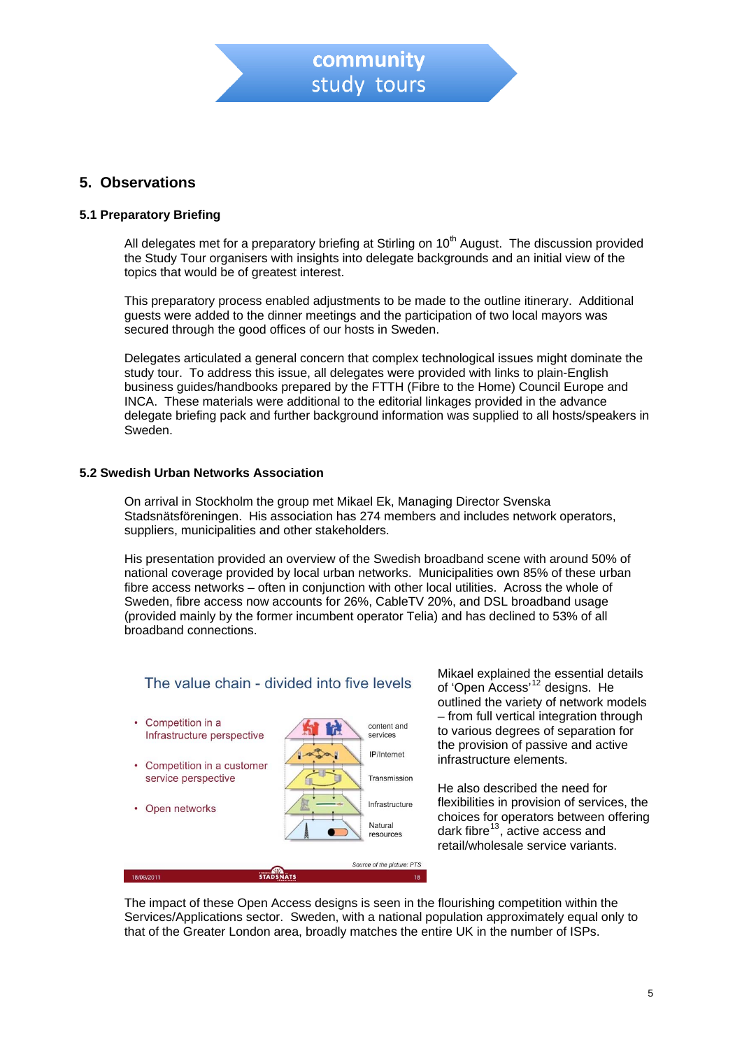## 5. Observations

### 5.1 Preparatory Briefing

All delegates met for a preparatory briefing at Stirling on 10th August. The discussion provided the Study Tour organisers with insights into delegate backgrounds and an initial view of the topics that would be of greatest interest.

This preparatory process enabled adjustments to be made to the outline itinerary. Additional guests were added to the dinner meetings and the participation of two local mayors was secured through the good offices of our hosts in Sweden.

Delegates articulated a general concern that complex technological issues might dominate the study tour. To address this issue, all delegates were provided with links to plain-English business guides/handbooks prepared by the FTTH (Fibre to the Home) Council Europe and INCA. These materials were additional to the editorial linkages provided in the advance delegate briefing pack and further background information was supplied to all hosts/speakers in Sweden.

### 5.2 Swedish Urban Networks Association

On arrival in Stockholm the group met Mikael Ek, Managing Director Svenska Stadsnätsföreningen. His association has 274 members and includes network operators, suppliers, municipalities and other stakeholders.

His presentation provided an overview of the Swedish broadband scene with around 50% of national coverage provided by local urban networks. Municipalities own 85% of these urban fibre access networks – often in conjunction with other local utilities. Across the whole of Sweden, fibre access now accounts for 26%, CableTV 20%, and DSL broadband usage (provided mainly by the former incumbent operator Telia) and has declined to 53% of all broadband connections.

The value chain - divided into five levels

- Competition in a Infrastructure perspective
- Competition in a customer service perspective
- Open networks

content and services | IP/Internet | Transmission | Infrastructure | Natural resources

Source of the picture: PTS

Mikael explained the essential details of 'Open Access'[12] designs. He outlined the variety of network models – from full vertical integration through to various degrees of separation for the provision of passive and active infrastructure elements.

He also described the need for flexibilities in provision of services, the choices for operators between offering dark fibre[13], active access and retail/wholesale service variants.

The impact of these Open Access designs is seen in the flourishing competition within the Services/Applications sector. Sweden, with a national population approximately equal only to that of the Greater London area, broadly matches the entire UK in the number of ISPs.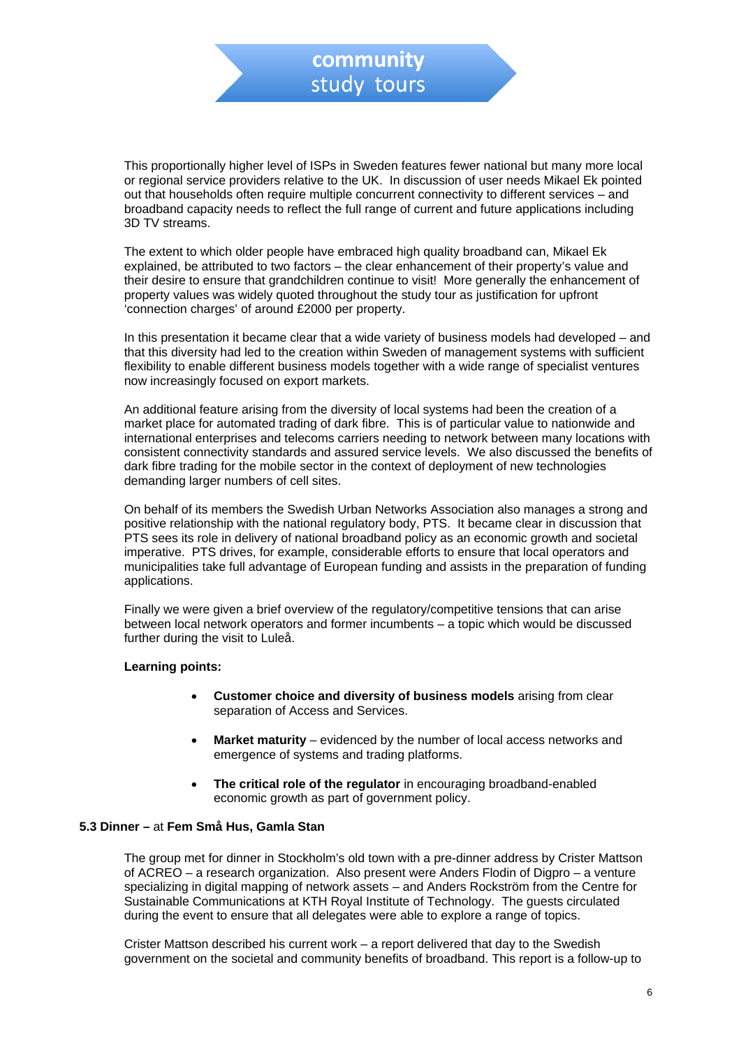This proportionally higher level of ISPs in Sweden features fewer national but many more local or regional service providers relative to the UK. In discussion of user needs Mikael Ek pointed out that households often require multiple concurrent connectivity to different services – and broadband capacity needs to reflect the full range of current and future applications including 3D TV streams.

The extent to which older people have embraced high quality broadband can, Mikael Ek explained, be attributed to two factors – the clear enhancement of their property's value and their desire to ensure that grandchildren continue to visit! More generally the enhancement of property values was widely quoted throughout the study tour as justification for upfront 'connection charges' of around £2000 per property.

In this presentation it became clear that a wide variety of business models had developed – and that this diversity had led to the creation within Sweden of management systems with sufficient flexibility to enable different business models together with a wide range of specialist ventures now increasingly focused on export markets.

An additional feature arising from the diversity of local systems had been the creation of a market place for automated trading of dark fibre. This is of particular value to nationwide and international enterprises and telecoms carriers needing to network between many locations with consistent connectivity standards and assured service levels. We also discussed the benefits of dark fibre trading for the mobile sector in the context of deployment of new technologies demanding larger numbers of cell sites.

On behalf of its members the Swedish Urban Networks Association also manages a strong and positive relationship with the national regulatory body, PTS. It became clear in discussion that PTS sees its role in delivery of national broadband policy as an economic growth and societal imperative. PTS drives, for example, considerable efforts to ensure that local operators and municipalities take full advantage of European funding and assists in the preparation of funding applications.

Finally we were given a brief overview of the regulatory/competitive tensions that can arise between local network operators and former incumbents – a topic which would be discussed further during the visit to Luleå.

**Learning points:**

- **Customer choice and diversity of business models** arising from clear separation of Access and Services.
- **Market maturity** – evidenced by the number of local access networks and emergence of systems and trading platforms.
- **The critical role of the regulator** in encouraging broadband-enabled economic growth as part of government policy.

### 5.3 Dinner – at Fem Små Hus, Gamla Stan

The group met for dinner in Stockholm's old town with a pre-dinner address by Crister Mattson of ACREO – a research organization. Also present were Anders Flodin of Digpro – a venture specializing in digital mapping of network assets – and Anders Rockström from the Centre for Sustainable Communications at KTH Royal Institute of Technology. The guests circulated during the event to ensure that all delegates were able to explore a range of topics.

Crister Mattson described his current work – a report delivered that day to the Swedish government on the societal and community benefits of broadband. This report is a follow-up to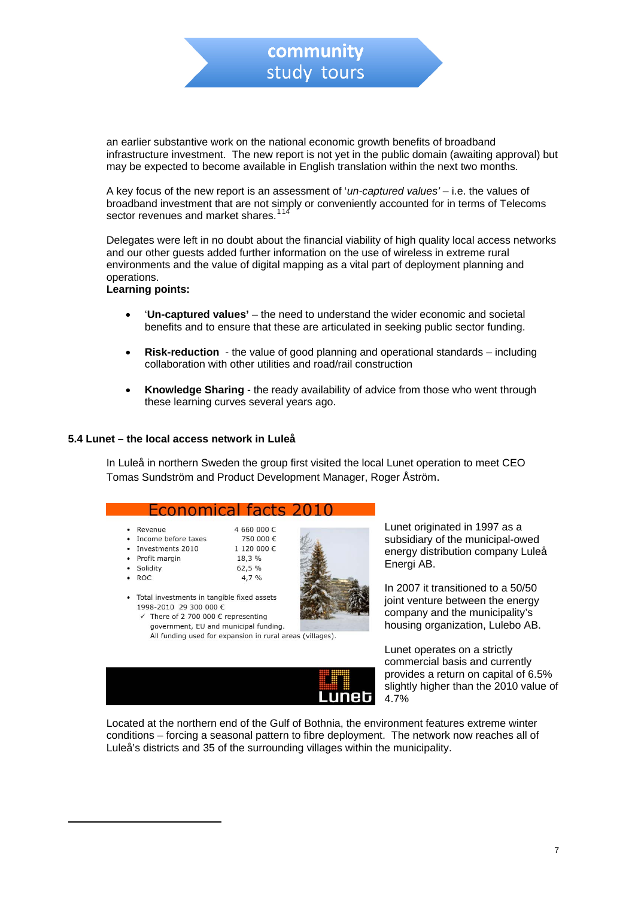an earlier substantive work on the national economic growth benefits of broadband infrastructure investment. The new report is not yet in the public domain (awaiting approval) but may be expected to become available in English translation within the next two months.

A key focus of the new report is an assessment of '*un-captured values'* – i.e. the values of broadband investment that are not simply or conveniently accounted for in terms of Telecoms sector revenues and market shares.[114]

Delegates were left in no doubt about the financial viability of high quality local access networks and our other guests added further information on the use of wireless in extreme rural environments and the value of digital mapping as a vital part of deployment planning and operations.

**Learning points:**

- '**Un-captured values'** – the need to understand the wider economic and societal benefits and to ensure that these are articulated in seeking public sector funding.
- **Risk-reduction** - the value of good planning and operational standards – including collaboration with other utilities and road/rail construction
- **Knowledge Sharing** - the ready availability of advice from those who went through these learning curves several years ago.

### 5.4 Lunet – the local access network in Luleå

In Luleå in northern Sweden the group first visited the local Lunet operation to meet CEO Tomas Sundström and Product Development Manager, Roger Åström.

**Economical facts 2010**

- Revenue 4 660 000 €
- Income before taxes 750 000 €
- Investments 2010 1 120 000 €
- Profit margin 18,3 %
- Solidity 62,5 %
- ROC 4,7 %

- Total investments in tangible fixed assets 1998-2010 29 300 000 €
  - ✓ There of 2 700 000 € representing government, EU and municipal funding. All funding used for expansion in rural areas (villages).

Lunet

Lunet originated in 1997 as a subsidiary of the municipal-owed energy distribution company Luleå Energi AB.

In 2007 it transitioned to a 50/50 joint venture between the energy company and the municipality's housing organization, Lulebo AB.

Lunet operates on a strictly commercial basis and currently provides a return on capital of 6.5% slightly higher than the 2010 value of 4.7%

Located at the northern end of the Gulf of Bothnia, the environment features extreme winter conditions – forcing a seasonal pattern to fibre deployment. The network now reaches all of Luleå's districts and 35 of the surrounding villages within the municipality.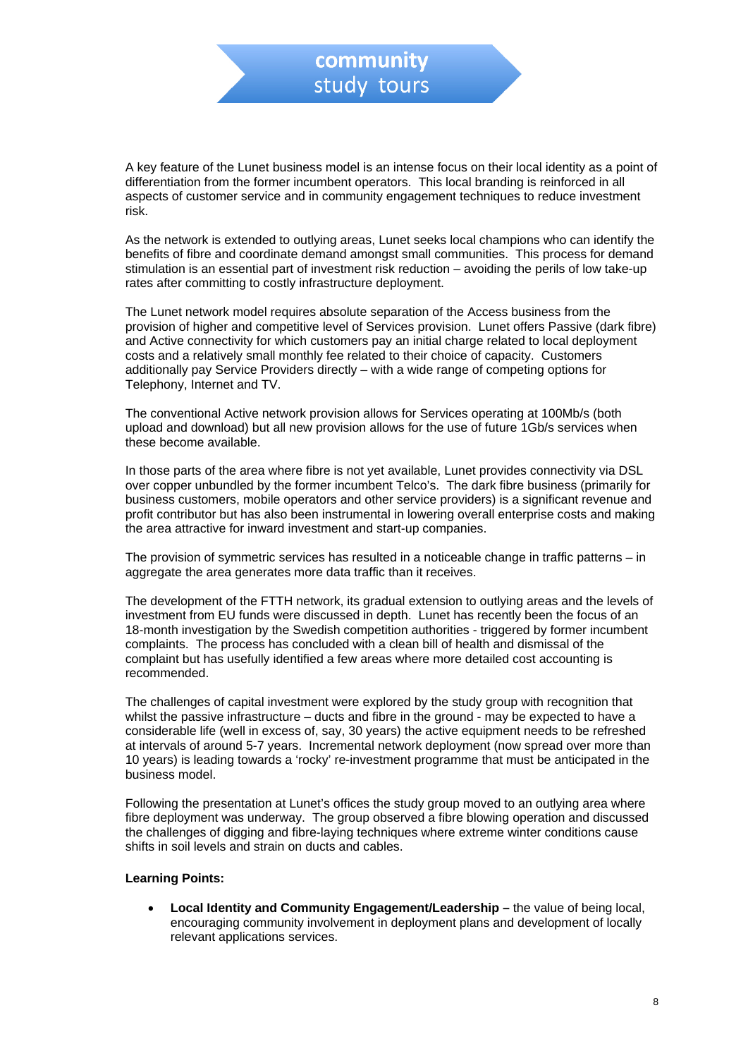A key feature of the Lunet business model is an intense focus on their local identity as a point of differentiation from the former incumbent operators. This local branding is reinforced in all aspects of customer service and in community engagement techniques to reduce investment risk.

As the network is extended to outlying areas, Lunet seeks local champions who can identify the benefits of fibre and coordinate demand amongst small communities. This process for demand stimulation is an essential part of investment risk reduction – avoiding the perils of low take-up rates after committing to costly infrastructure deployment.

The Lunet network model requires absolute separation of the Access business from the provision of higher and competitive level of Services provision. Lunet offers Passive (dark fibre) and Active connectivity for which customers pay an initial charge related to local deployment costs and a relatively small monthly fee related to their choice of capacity. Customers additionally pay Service Providers directly – with a wide range of competing options for Telephony, Internet and TV.

The conventional Active network provision allows for Services operating at 100Mb/s (both upload and download) but all new provision allows for the use of future 1Gb/s services when these become available.

In those parts of the area where fibre is not yet available, Lunet provides connectivity via DSL over copper unbundled by the former incumbent Telco's. The dark fibre business (primarily for business customers, mobile operators and other service providers) is a significant revenue and profit contributor but has also been instrumental in lowering overall enterprise costs and making the area attractive for inward investment and start-up companies.

The provision of symmetric services has resulted in a noticeable change in traffic patterns – in aggregate the area generates more data traffic than it receives.

The development of the FTTH network, its gradual extension to outlying areas and the levels of investment from EU funds were discussed in depth. Lunet has recently been the focus of an 18-month investigation by the Swedish competition authorities - triggered by former incumbent complaints. The process has concluded with a clean bill of health and dismissal of the complaint but has usefully identified a few areas where more detailed cost accounting is recommended.

The challenges of capital investment were explored by the study group with recognition that whilst the passive infrastructure – ducts and fibre in the ground - may be expected to have a considerable life (well in excess of, say, 30 years) the active equipment needs to be refreshed at intervals of around 5-7 years. Incremental network deployment (now spread over more than 10 years) is leading towards a 'rocky' re-investment programme that must be anticipated in the business model.

Following the presentation at Lunet's offices the study group moved to an outlying area where fibre deployment was underway. The group observed a fibre blowing operation and discussed the challenges of digging and fibre-laying techniques where extreme winter conditions cause shifts in soil levels and strain on ducts and cables.

**Learning Points:**

- **Local Identity and Community Engagement/Leadership –** the value of being local, encouraging community involvement in deployment plans and development of locally relevant applications services.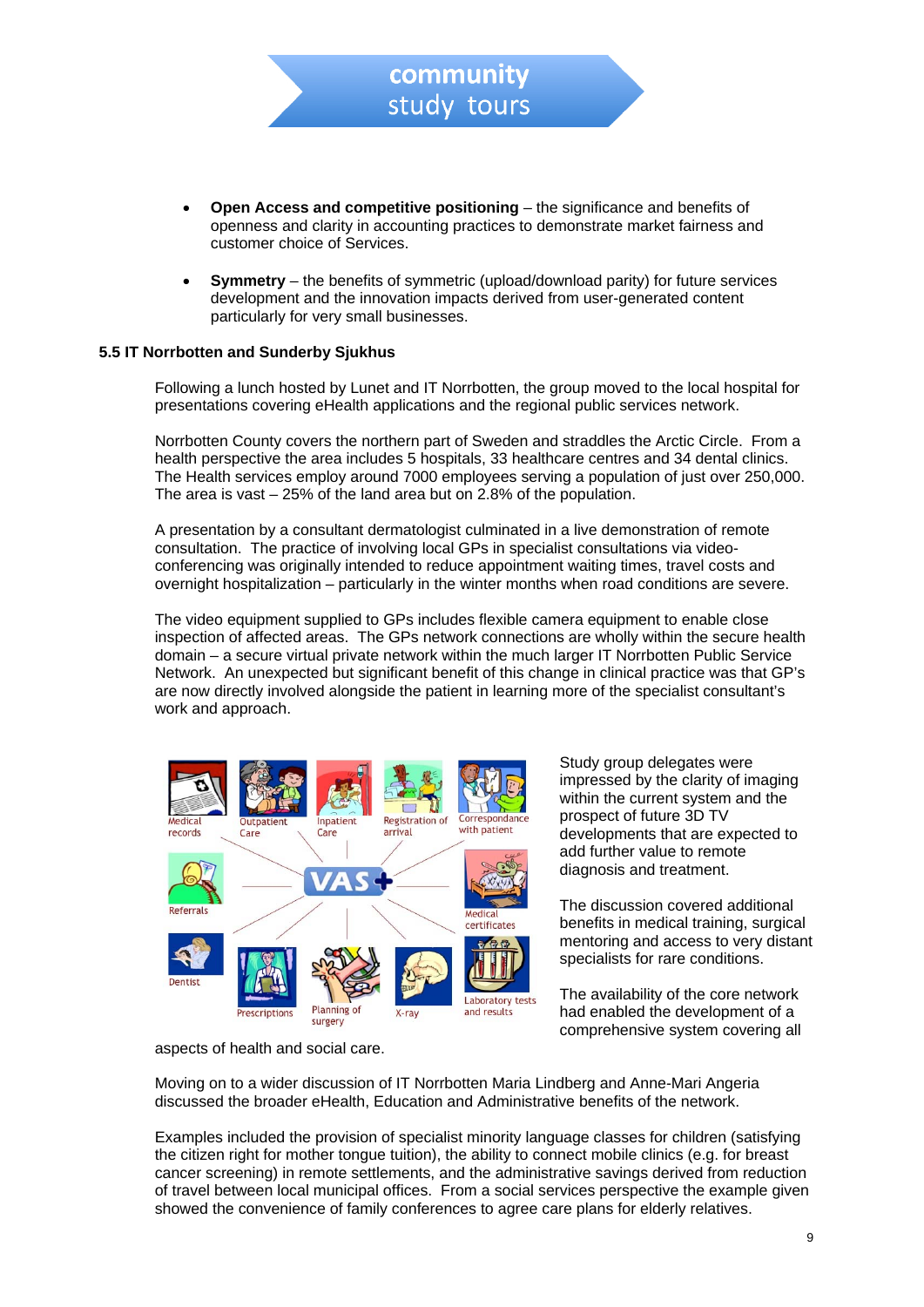- **Open Access and competitive positioning** – the significance and benefits of openness and clarity in accounting practices to demonstrate market fairness and customer choice of Services.

- **Symmetry** – the benefits of symmetric (upload/download parity) for future services development and the innovation impacts derived from user-generated content particularly for very small businesses.

**5.5 IT Norrbotten and Sunderby Sjukhus**

Following a lunch hosted by Lunet and IT Norrbotten, the group moved to the local hospital for presentations covering eHealth applications and the regional public services network.

Norrbotten County covers the northern part of Sweden and straddles the Arctic Circle. From a health perspective the area includes 5 hospitals, 33 healthcare centres and 34 dental clinics. The Health services employ around 7000 employees serving a population of just over 250,000. The area is vast – 25% of the land area but on 2.8% of the population.

A presentation by a consultant dermatologist culminated in a live demonstration of remote consultation. The practice of involving local GPs in specialist consultations via video-conferencing was originally intended to reduce appointment waiting times, travel costs and overnight hospitalization – particularly in the winter months when road conditions are severe.

The video equipment supplied to GPs includes flexible camera equipment to enable close inspection of affected areas. The GPs network connections are wholly within the secure health domain – a secure virtual private network within the much larger IT Norrbotten Public Service Network. An unexpected but significant benefit of this change in clinical practice was that GP's are now directly involved alongside the patient in learning more of the specialist consultant's work and approach.

Study group delegates were impressed by the clarity of imaging within the current system and the prospect of future 3D TV developments that are expected to add further value to remote diagnosis and treatment.

The discussion covered additional benefits in medical training, surgical mentoring and access to very distant specialists for rare conditions.

The availability of the core network had enabled the development of a comprehensive system covering all aspects of health and social care.

Moving on to a wider discussion of IT Norrbotten Maria Lindberg and Anne-Mari Angeria discussed the broader eHealth, Education and Administrative benefits of the network.

Examples included the provision of specialist minority language classes for children (satisfying the citizen right for mother tongue tuition), the ability to connect mobile clinics (e.g. for breast cancer screening) in remote settlements, and the administrative savings derived from reduction of travel between local municipal offices. From a social services perspective the example given showed the convenience of family conferences to agree care plans for elderly relatives.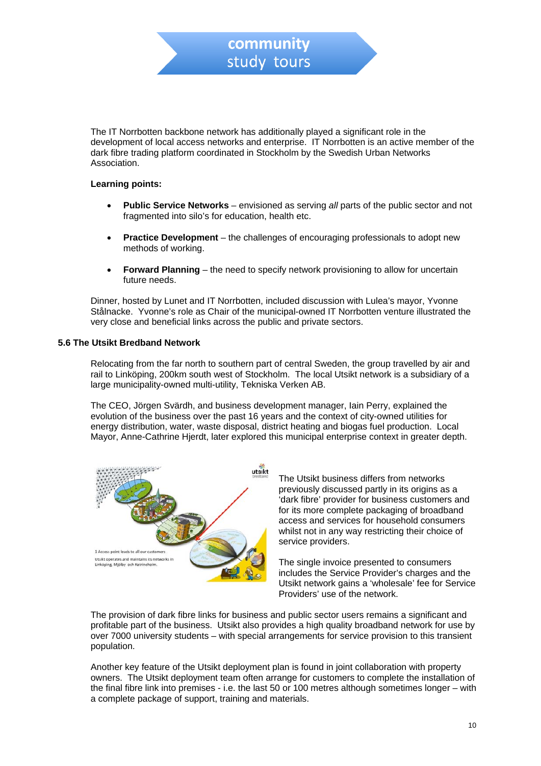The IT Norrbotten backbone network has additionally played a significant role in the development of local access networks and enterprise. IT Norrbotten is an active member of the dark fibre trading platform coordinated in Stockholm by the Swedish Urban Networks Association.

**Learning points:**

- **Public Service Networks** – envisioned as serving *all* parts of the public sector and not fragmented into silo's for education, health etc.
- **Practice Development** – the challenges of encouraging professionals to adopt new methods of working.
- **Forward Planning** – the need to specify network provisioning to allow for uncertain future needs.

Dinner, hosted by Lunet and IT Norrbotten, included discussion with Lulea's mayor, Yvonne Stålnacke. Yvonne's role as Chair of the municipal-owned IT Norrbotten venture illustrated the very close and beneficial links across the public and private sectors.

### 5.6 The Utsikt Bredband Network

Relocating from the far north to southern part of central Sweden, the group travelled by air and rail to Linköping, 200km south west of Stockholm. The local Utsikt network is a subsidiary of a large municipality-owned multi-utility, Tekniska Verken AB.

The CEO, Jörgen Svärdh, and business development manager, Iain Perry, explained the evolution of the business over the past 16 years and the context of city-owned utilities for energy distribution, water, waste disposal, district heating and biogas fuel production. Local Mayor, Anne-Cathrine Hjerdt, later explored this municipal enterprise context in greater depth.

The Utsikt business differs from networks previously discussed partly in its origins as a 'dark fibre' provider for business customers and for its more complete packaging of broadband access and services for household consumers whilst not in any way restricting their choice of service providers.

The single invoice presented to consumers includes the Service Provider's charges and the Utsikt network gains a 'wholesale' fee for Service Providers' use of the network.

The provision of dark fibre links for business and public sector users remains a significant and profitable part of the business. Utsikt also provides a high quality broadband network for use by over 7000 university students – with special arrangements for service provision to this transient population.

Another key feature of the Utsikt deployment plan is found in joint collaboration with property owners. The Utsikt deployment team often arrange for customers to complete the installation of the final fibre link into premises - i.e. the last 50 or 100 metres although sometimes longer – with a complete package of support, training and materials.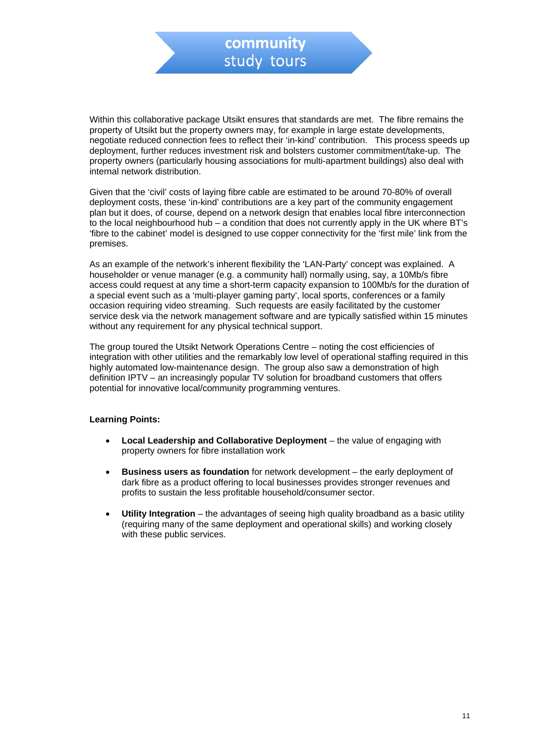Within this collaborative package Utsikt ensures that standards are met. The fibre remains the property of Utsikt but the property owners may, for example in large estate developments, negotiate reduced connection fees to reflect their 'in-kind' contribution. This process speeds up deployment, further reduces investment risk and bolsters customer commitment/take-up. The property owners (particularly housing associations for multi-apartment buildings) also deal with internal network distribution.

Given that the 'civil' costs of laying fibre cable are estimated to be around 70-80% of overall deployment costs, these 'in-kind' contributions are a key part of the community engagement plan but it does, of course, depend on a network design that enables local fibre interconnection to the local neighbourhood hub – a condition that does not currently apply in the UK where BT's 'fibre to the cabinet' model is designed to use copper connectivity for the 'first mile' link from the premises.

As an example of the network's inherent flexibility the 'LAN-Party' concept was explained. A householder or venue manager (e.g. a community hall) normally using, say, a 10Mb/s fibre access could request at any time a short-term capacity expansion to 100Mb/s for the duration of a special event such as a 'multi-player gaming party', local sports, conferences or a family occasion requiring video streaming. Such requests are easily facilitated by the customer service desk via the network management software and are typically satisfied within 15 minutes without any requirement for any physical technical support.

The group toured the Utsikt Network Operations Centre – noting the cost efficiencies of integration with other utilities and the remarkably low level of operational staffing required in this highly automated low-maintenance design. The group also saw a demonstration of high definition IPTV – an increasingly popular TV solution for broadband customers that offers potential for innovative local/community programming ventures.

**Learning Points:**

- **Local Leadership and Collaborative Deployment** – the value of engaging with property owners for fibre installation work
- **Business users as foundation** for network development – the early deployment of dark fibre as a product offering to local businesses provides stronger revenues and profits to sustain the less profitable household/consumer sector.
- **Utility Integration** – the advantages of seeing high quality broadband as a basic utility (requiring many of the same deployment and operational skills) and working closely with these public services.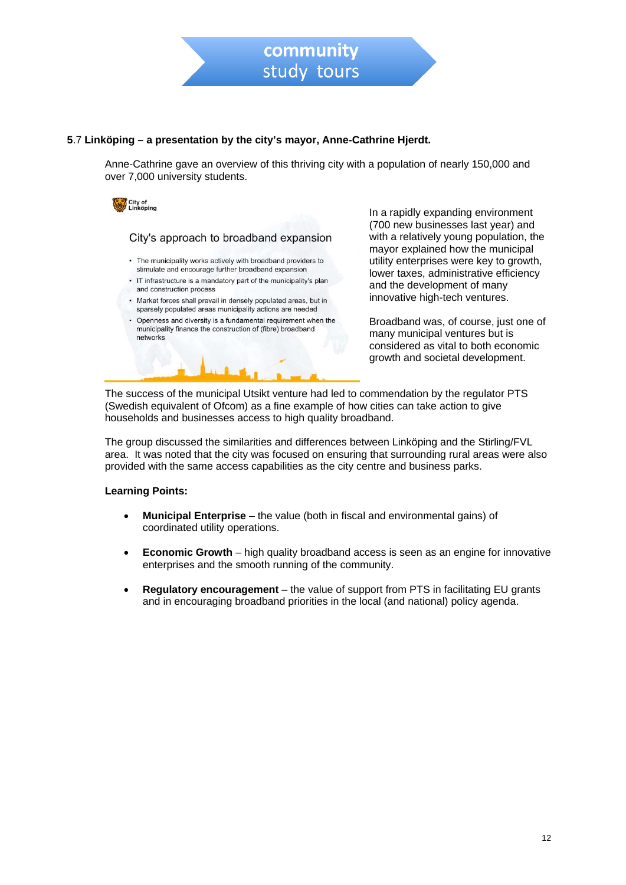**5**.7 **Linköping – a presentation by the city's mayor, Anne-Cathrine Hjerdt.**

Anne-Cathrine gave an overview of this thriving city with a population of nearly 150,000 and over 7,000 university students.

City of Linköping

City's approach to broadband expansion

- The municipality works actively with broadband providers to stimulate and encourage further broadband expansion
- IT infrastructure is a mandatory part of the municipality's plan and construction process
- Market forces shall prevail in densely populated areas, but in sparsely populated areas municipality actions are needed
- Openness and diversity is a fundamental requirement when the municipality finance the construction of (fibre) broadband networks

In a rapidly expanding environment (700 new businesses last year) and with a relatively young population, the mayor explained how the municipal utility enterprises were key to growth, lower taxes, administrative efficiency and the development of many innovative high-tech ventures.

Broadband was, of course, just one of many municipal ventures but is considered as vital to both economic growth and societal development.

The success of the municipal Utsikt venture had led to commendation by the regulator PTS (Swedish equivalent of Ofcom) as a fine example of how cities can take action to give households and businesses access to high quality broadband.

The group discussed the similarities and differences between Linköping and the Stirling/FVL area. It was noted that the city was focused on ensuring that surrounding rural areas were also provided with the same access capabilities as the city centre and business parks.

**Learning Points:**

- **Municipal Enterprise** – the value (both in fiscal and environmental gains) of coordinated utility operations.
- **Economic Growth** – high quality broadband access is seen as an engine for innovative enterprises and the smooth running of the community.
- **Regulatory encouragement** – the value of support from PTS in facilitating EU grants and in encouraging broadband priorities in the local (and national) policy agenda.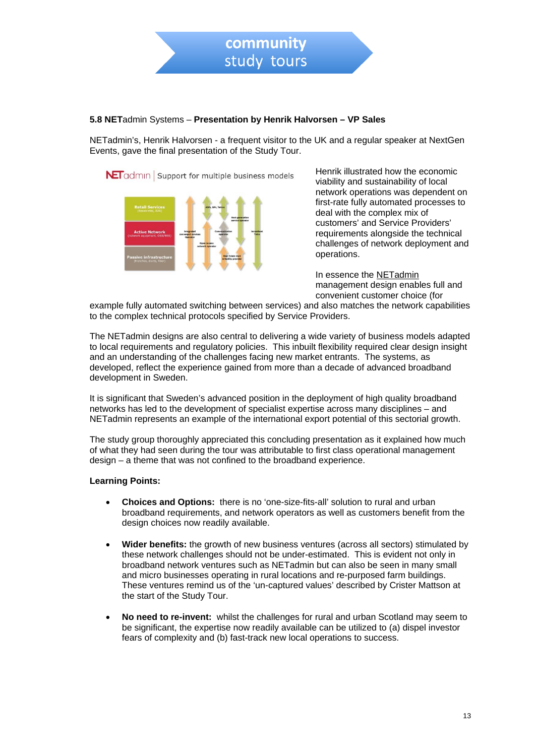### 5.8 NETadmin Systems – Presentation by Henrik Halvorsen – VP Sales

NETadmin's, Henrik Halvorsen - a frequent visitor to the UK and a regular speaker at NextGen Events, gave the final presentation of the Study Tour.

Henrik illustrated how the economic viability and sustainability of local network operations was dependent on first-rate fully automated processes to deal with the complex mix of customers' and Service Providers' requirements alongside the technical challenges of network deployment and operations.

In essence the NETadmin management design enables full and convenient customer choice (for example fully automated switching between services) and also matches the network capabilities to the complex technical protocols specified by Service Providers.

The NETadmin designs are also central to delivering a wide variety of business models adapted to local requirements and regulatory policies. This inbuilt flexibility required clear design insight and an understanding of the challenges facing new market entrants. The systems, as developed, reflect the experience gained from more than a decade of advanced broadband development in Sweden.

It is significant that Sweden's advanced position in the deployment of high quality broadband networks has led to the development of specialist expertise across many disciplines – and NETadmin represents an example of the international export potential of this sectorial growth.

The study group thoroughly appreciated this concluding presentation as it explained how much of what they had seen during the tour was attributable to first class operational management design – a theme that was not confined to the broadband experience.

**Learning Points:**

- **Choices and Options:** there is no 'one-size-fits-all' solution to rural and urban broadband requirements, and network operators as well as customers benefit from the design choices now readily available.
- **Wider benefits:** the growth of new business ventures (across all sectors) stimulated by these network challenges should not be under-estimated. This is evident not only in broadband network ventures such as NETadmin but can also be seen in many small and micro businesses operating in rural locations and re-purposed farm buildings. These ventures remind us of the 'un-captured values' described by Crister Mattson at the start of the Study Tour.
- **No need to re-invent:** whilst the challenges for rural and urban Scotland may seem to be significant, the expertise now readily available can be utilized to (a) dispel investor fears of complexity and (b) fast-track new local operations to success.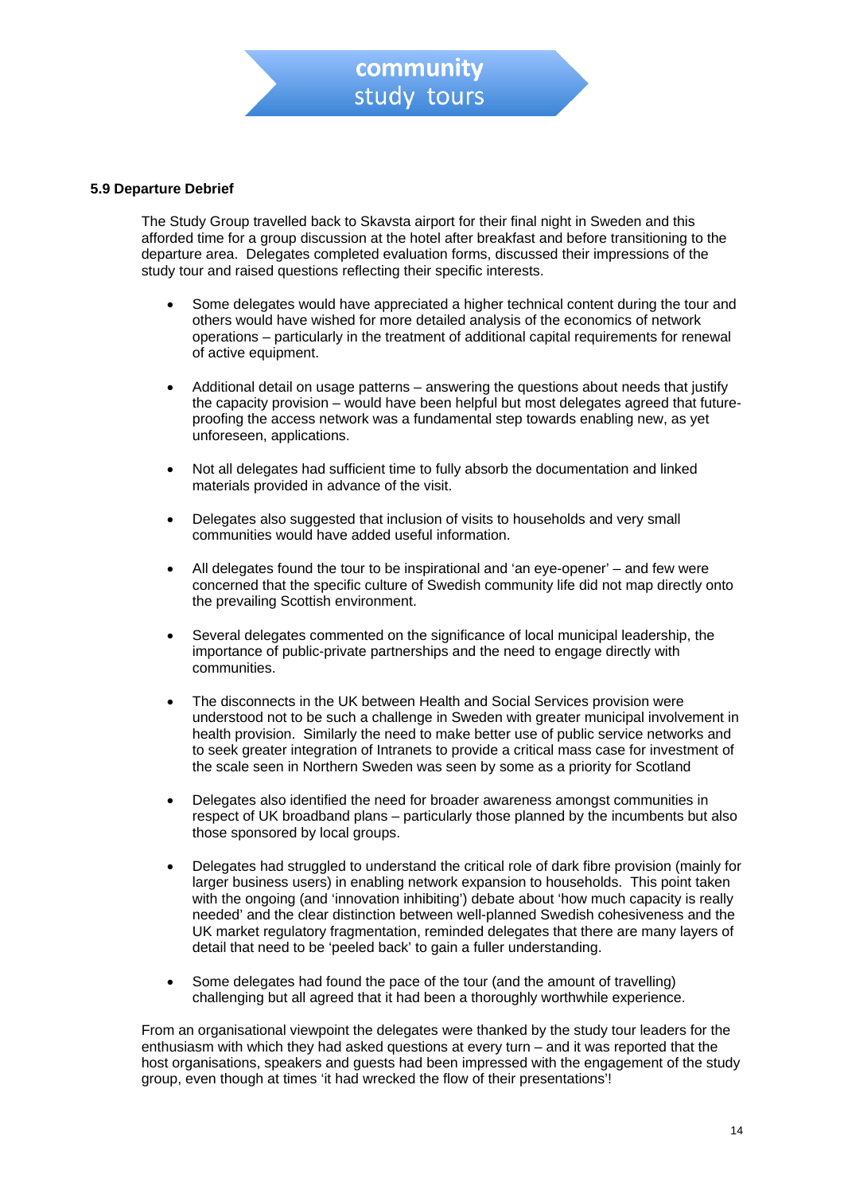**5.9 Departure Debrief**

The Study Group travelled back to Skavsta airport for their final night in Sweden and this afforded time for a group discussion at the hotel after breakfast and before transitioning to the departure area. Delegates completed evaluation forms, discussed their impressions of the study tour and raised questions reflecting their specific interests.

- Some delegates would have appreciated a higher technical content during the tour and others would have wished for more detailed analysis of the economics of network operations – particularly in the treatment of additional capital requirements for renewal of active equipment.
- Additional detail on usage patterns – answering the questions about needs that justify the capacity provision – would have been helpful but most delegates agreed that future-proofing the access network was a fundamental step towards enabling new, as yet unforeseen, applications.
- Not all delegates had sufficient time to fully absorb the documentation and linked materials provided in advance of the visit.
- Delegates also suggested that inclusion of visits to households and very small communities would have added useful information.
- All delegates found the tour to be inspirational and 'an eye-opener' – and few were concerned that the specific culture of Swedish community life did not map directly onto the prevailing Scottish environment.
- Several delegates commented on the significance of local municipal leadership, the importance of public-private partnerships and the need to engage directly with communities.
- The disconnects in the UK between Health and Social Services provision were understood not to be such a challenge in Sweden with greater municipal involvement in health provision. Similarly the need to make better use of public service networks and to seek greater integration of Intranets to provide a critical mass case for investment of the scale seen in Northern Sweden was seen by some as a priority for Scotland
- Delegates also identified the need for broader awareness amongst communities in respect of UK broadband plans – particularly those planned by the incumbents but also those sponsored by local groups.
- Delegates had struggled to understand the critical role of dark fibre provision (mainly for larger business users) in enabling network expansion to households. This point taken with the ongoing (and 'innovation inhibiting') debate about 'how much capacity is really needed' and the clear distinction between well-planned Swedish cohesiveness and the UK market regulatory fragmentation, reminded delegates that there are many layers of detail that need to be 'peeled back' to gain a fuller understanding.
- Some delegates had found the pace of the tour (and the amount of travelling) challenging but all agreed that it had been a thoroughly worthwhile experience.

From an organisational viewpoint the delegates were thanked by the study tour leaders for the enthusiasm with which they had asked questions at every turn – and it was reported that the host organisations, speakers and guests had been impressed with the engagement of the study group, even though at times 'it had wrecked the flow of their presentations'!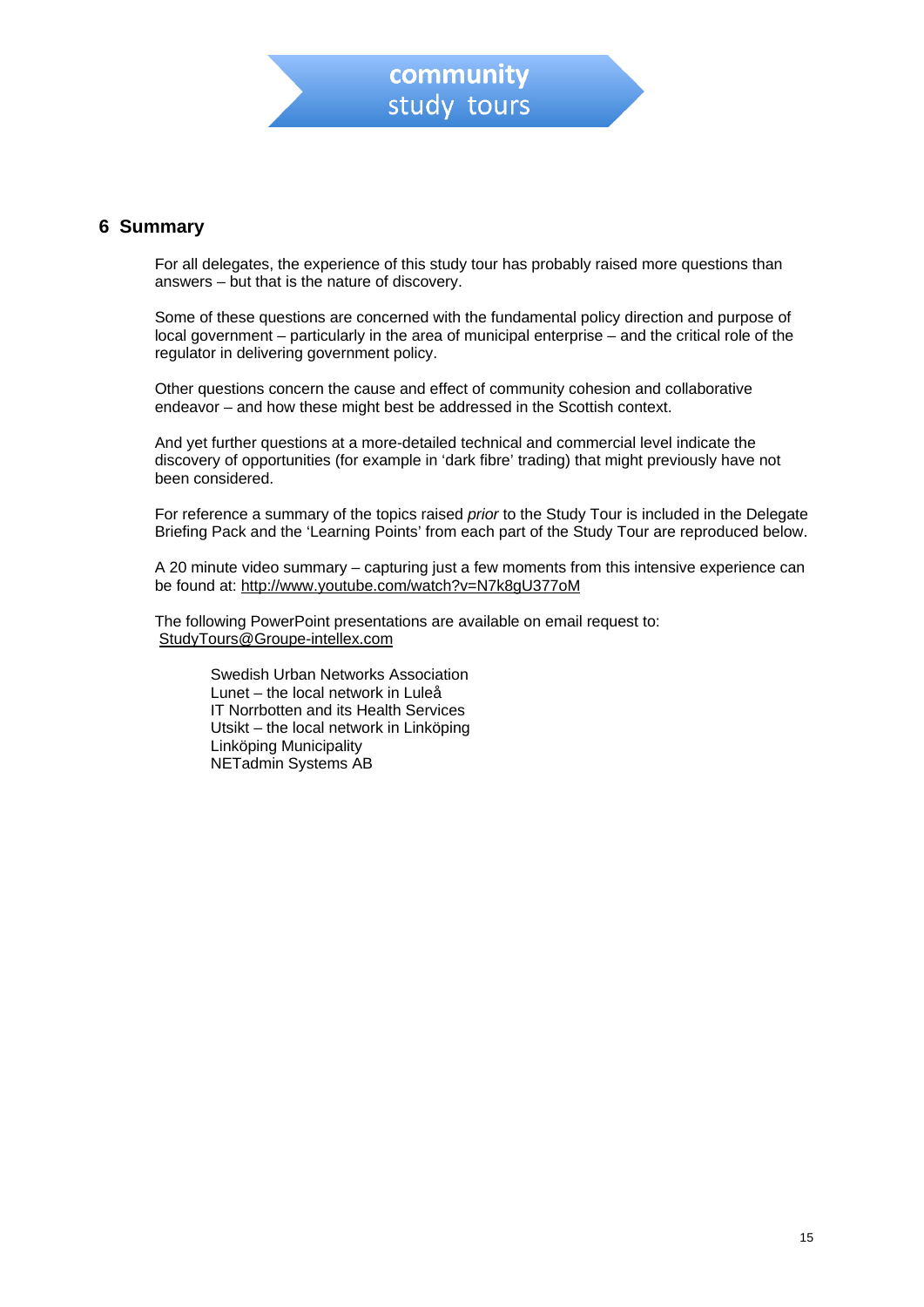## 6 Summary

For all delegates, the experience of this study tour has probably raised more questions than answers – but that is the nature of discovery.

Some of these questions are concerned with the fundamental policy direction and purpose of local government – particularly in the area of municipal enterprise – and the critical role of the regulator in delivering government policy.

Other questions concern the cause and effect of community cohesion and collaborative endeavor – and how these might best be addressed in the Scottish context.

And yet further questions at a more-detailed technical and commercial level indicate the discovery of opportunities (for example in 'dark fibre' trading) that might previously have not been considered.

For reference a summary of the topics raised *prior* to the Study Tour is included in the Delegate Briefing Pack and the 'Learning Points' from each part of the Study Tour are reproduced below.

A 20 minute video summary – capturing just a few moments from this intensive experience can be found at: http://www.youtube.com/watch?v=N7k8gU377oM

The following PowerPoint presentations are available on email request to: StudyTours@Groupe-intellex.com

Swedish Urban Networks Association
Lunet – the local network in Luleå
IT Norrbotten and its Health Services
Utsikt – the local network in Linköping
Linköping Municipality
NETadmin Systems AB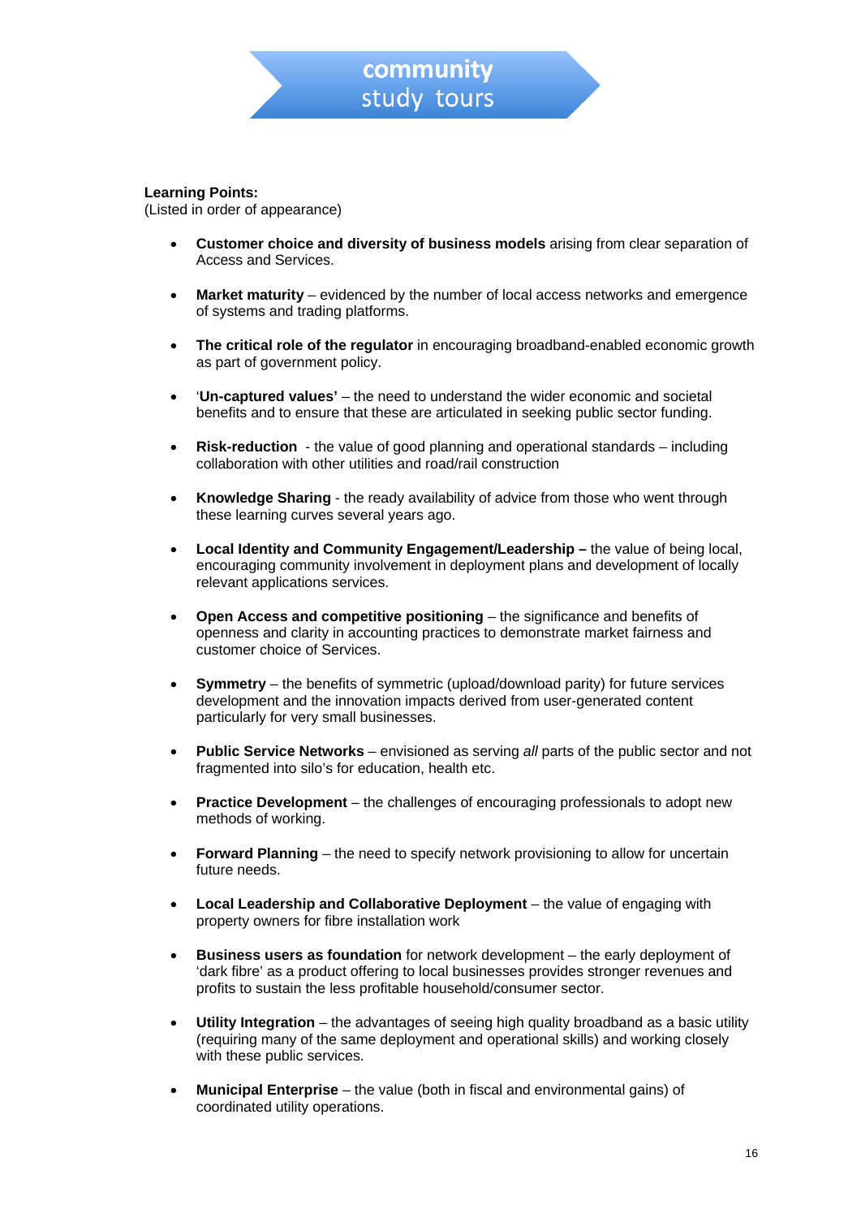**Learning Points:**
(Listed in order of appearance)

- **Customer choice and diversity of business models** arising from clear separation of Access and Services.
- **Market maturity** – evidenced by the number of local access networks and emergence of systems and trading platforms.
- **The critical role of the regulator** in encouraging broadband-enabled economic growth as part of government policy.
- '**Un-captured values'** – the need to understand the wider economic and societal benefits and to ensure that these are articulated in seeking public sector funding.
- **Risk-reduction** - the value of good planning and operational standards – including collaboration with other utilities and road/rail construction
- **Knowledge Sharing** - the ready availability of advice from those who went through these learning curves several years ago.
- **Local Identity and Community Engagement/Leadership –** the value of being local, encouraging community involvement in deployment plans and development of locally relevant applications services.
- **Open Access and competitive positioning** – the significance and benefits of openness and clarity in accounting practices to demonstrate market fairness and customer choice of Services.
- **Symmetry** – the benefits of symmetric (upload/download parity) for future services development and the innovation impacts derived from user-generated content particularly for very small businesses.
- **Public Service Networks** – envisioned as serving *all* parts of the public sector and not fragmented into silo's for education, health etc.
- **Practice Development** – the challenges of encouraging professionals to adopt new methods of working.
- **Forward Planning** – the need to specify network provisioning to allow for uncertain future needs.
- **Local Leadership and Collaborative Deployment** – the value of engaging with property owners for fibre installation work
- **Business users as foundation** for network development – the early deployment of 'dark fibre' as a product offering to local businesses provides stronger revenues and profits to sustain the less profitable household/consumer sector.
- **Utility Integration** – the advantages of seeing high quality broadband as a basic utility (requiring many of the same deployment and operational skills) and working closely with these public services.
- **Municipal Enterprise** – the value (both in fiscal and environmental gains) of coordinated utility operations.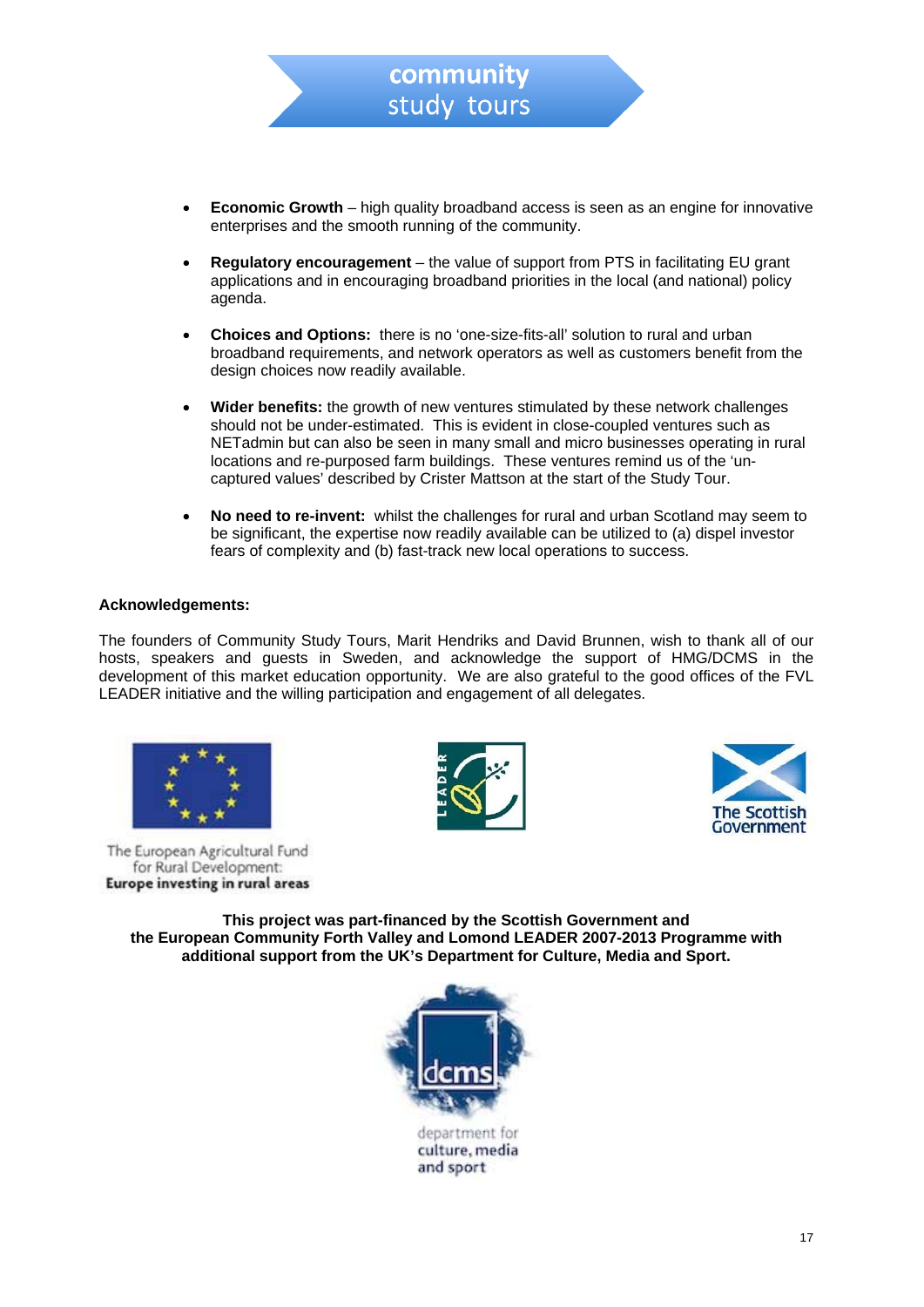- **Economic Growth** – high quality broadband access is seen as an engine for innovative enterprises and the smooth running of the community.

- **Regulatory encouragement** – the value of support from PTS in facilitating EU grant applications and in encouraging broadband priorities in the local (and national) policy agenda.

- **Choices and Options:** there is no 'one-size-fits-all' solution to rural and urban broadband requirements, and network operators as well as customers benefit from the design choices now readily available.

- **Wider benefits:** the growth of new ventures stimulated by these network challenges should not be under-estimated. This is evident in close-coupled ventures such as NETadmin but can also be seen in many small and micro businesses operating in rural locations and re-purposed farm buildings. These ventures remind us of the 'un-captured values' described by Crister Mattson at the start of the Study Tour.

- **No need to re-invent:** whilst the challenges for rural and urban Scotland may seem to be significant, the expertise now readily available can be utilized to (a) dispel investor fears of complexity and (b) fast-track new local operations to success.

**Acknowledgements:**

The founders of Community Study Tours, Marit Hendriks and David Brunnen, wish to thank all of our hosts, speakers and guests in Sweden, and acknowledge the support of HMG/DCMS in the development of this market education opportunity. We are also grateful to the good offices of the FVL LEADER initiative and the willing participation and engagement of all delegates.

The European Agricultural Fund for Rural Development:
**Europe investing in rural areas**

**This project was part-financed by the Scottish Government and the European Community Forth Valley and Lomond LEADER 2007-2013 Programme with additional support from the UK's Department for Culture, Media and Sport.**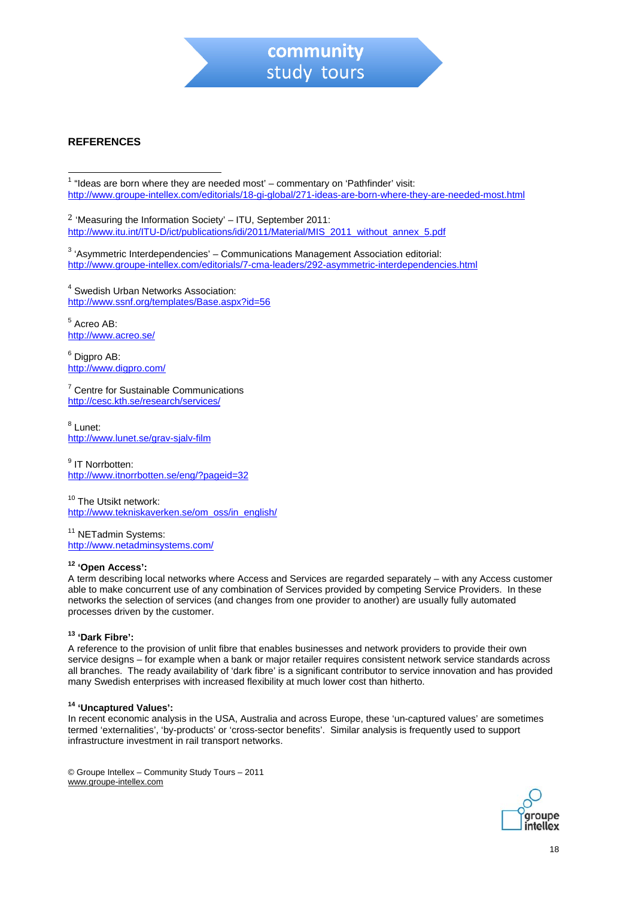## REFERENCES

[1] "Ideas are born where they are needed most' – commentary on 'Pathfinder' visit:
http://www.groupe-intellex.com/editorials/18-gi-global/271-ideas-are-born-where-they-are-needed-most.html

[2] 'Measuring the Information Society' – ITU, September 2011:
http://www.itu.int/ITU-D/ict/publications/idi/2011/Material/MIS_2011_without_annex_5.pdf

[3] 'Asymmetric Interdependencies' – Communications Management Association editorial:
http://www.groupe-intellex.com/editorials/7-cma-leaders/292-asymmetric-interdependencies.html

[4] Swedish Urban Networks Association:
http://www.ssnf.org/templates/Base.aspx?id=56

[5] Acreo AB:
http://www.acreo.se/

[6] Digpro AB:
http://www.digpro.com/

[7] Centre for Sustainable Communications
http://cesc.kth.se/research/services/

[8] Lunet:
http://www.lunet.se/grav-sjalv-film

[9] IT Norrbotten:
http://www.itnorrbotten.se/eng/?pageid=32

[10] The Utsikt network:
http://www.tekniskaverken.se/om_oss/in_english/

[11] NETadmin Systems:
http://www.netadminsystems.com/

**[12] 'Open Access':**
A term describing local networks where Access and Services are regarded separately – with any Access customer able to make concurrent use of any combination of Services provided by competing Service Providers. In these networks the selection of services (and changes from one provider to another) are usually fully automated processes driven by the customer.

**[13] 'Dark Fibre':**
A reference to the provision of unlit fibre that enables businesses and network providers to provide their own service designs – for example when a bank or major retailer requires consistent network service standards across all branches. The ready availability of 'dark fibre' is a significant contributor to service innovation and has provided many Swedish enterprises with increased flexibility at much lower cost than hitherto.

**[14] 'Uncaptured Values':**
In recent economic analysis in the USA, Australia and across Europe, these 'un-captured values' are sometimes termed 'externalities', 'by-products' or 'cross-sector benefits'. Similar analysis is frequently used to support infrastructure investment in rail transport networks.

© Groupe Intellex – Community Study Tours – 2011
www.groupe-intellex.com